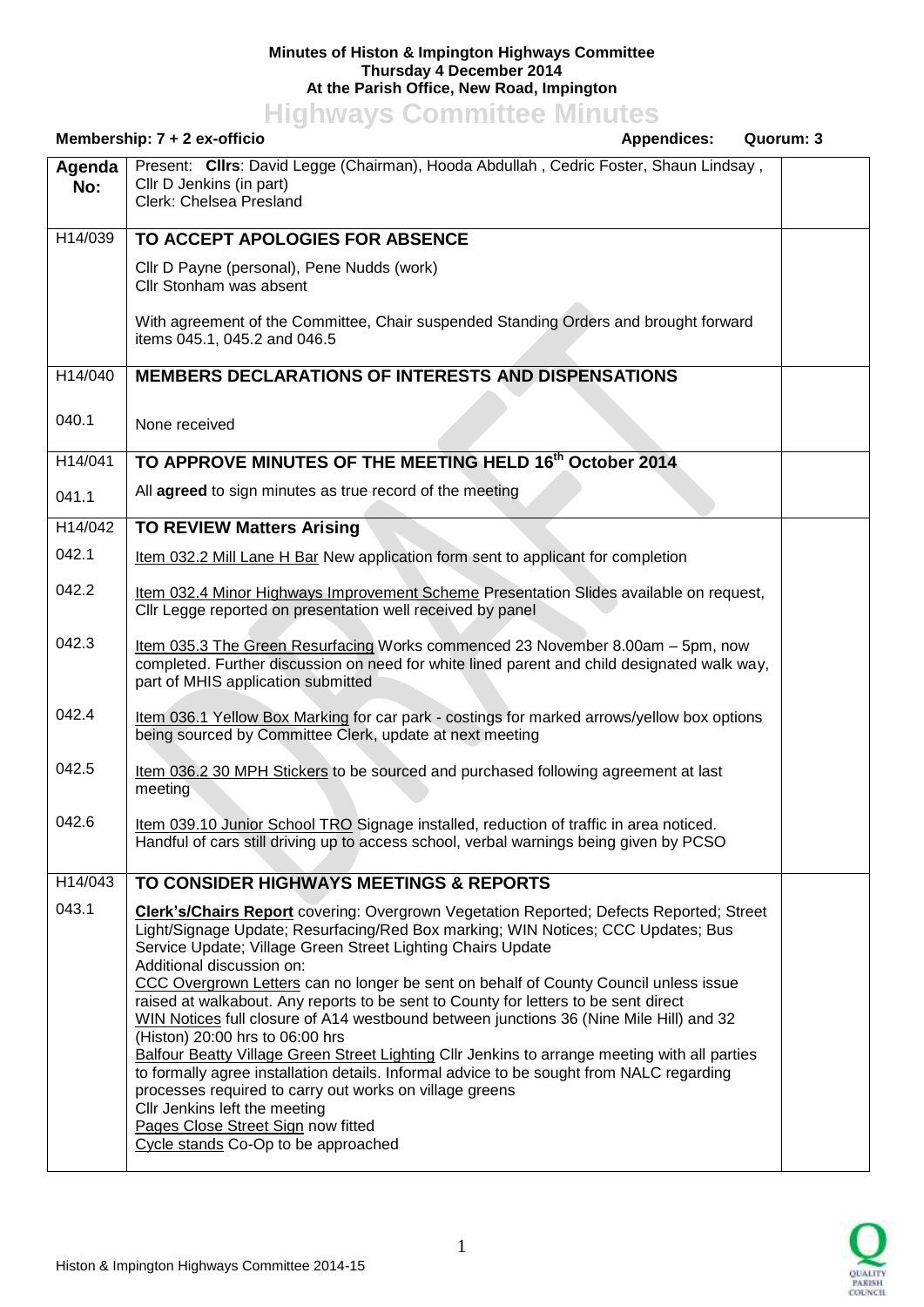**Minutes of Histon & Impington Highways Committee**
**Thursday 4 December 2014**
**At the Parish Office, New Road, Impington**

# Highways Committee Minutes

**Membership: 7 + 2 ex-officio** **Appendices:** **Quorum: 3**

| Agenda No: | Present: **Cllrs**: David Legge (Chairman), Hooda Abdullah , Cedric Foster, Shaun Lindsay , Cllr D Jenkins (in part)<br>Clerk: Chelsea Presland | |
|---|---|---|
| H14/039 | **TO ACCEPT APOLOGIES FOR ABSENCE** | |
| | Cllr D Payne (personal), Pene Nudds (work)<br>Cllr Stonham was absent<br><br>With agreement of the Committee, Chair suspended Standing Orders and brought forward items 045.1, 045.2 and 046.5 | |
| H14/040 | **MEMBERS DECLARATIONS OF INTERESTS AND DISPENSATIONS** | |
| 040.1 | None received | |
| H14/041 | **TO APPROVE MINUTES OF THE MEETING HELD 16th October 2014** | |
| 041.1 | All **agreed** to sign minutes as true record of the meeting | |
| H14/042 | **TO REVIEW Matters Arising** | |
| 042.1 | Item 032.2 Mill Lane H Bar New application form sent to applicant for completion | |
| 042.2 | Item 032.4 Minor Highways Improvement Scheme Presentation Slides available on request, Cllr Legge reported on presentation well received by panel | |
| 042.3 | Item 035.3 The Green Resurfacing Works commenced 23 November 8.00am – 5pm, now completed. Further discussion on need for white lined parent and child designated walk way, part of MHIS application submitted | |
| 042.4 | Item 036.1 Yellow Box Marking for car park - costings for marked arrows/yellow box options being sourced by Committee Clerk, update at next meeting | |
| 042.5 | Item 036.2 30 MPH Stickers to be sourced and purchased following agreement at last meeting | |
| 042.6 | Item 039.10 Junior School TRO Signage installed, reduction of traffic in area noticed. Handful of cars still driving up to access school, verbal warnings being given by PCSO | |
| H14/043 | **TO CONSIDER HIGHWAYS MEETINGS & REPORTS** | |
| 043.1 | **Clerk's/Chairs Report** covering: Overgrown Vegetation Reported; Defects Reported; Street Light/Signage Update; Resurfacing/Red Box marking; WIN Notices; CCC Updates; Bus Service Update; Village Green Street Lighting Chairs Update<br>Additional discussion on:<br>CCC Overgrown Letters can no longer be sent on behalf of County Council unless issue raised at walkabout. Any reports to be sent to County for letters to be sent direct<br>WIN Notices full closure of A14 westbound between junctions 36 (Nine Mile Hill) and 32 (Histon) 20:00 hrs to 06:00 hrs<br>Balfour Beatty Village Green Street Lighting Cllr Jenkins to arrange meeting with all parties to formally agree installation details. Informal advice to be sought from NALC regarding processes required to carry out works on village greens<br>Cllr Jenkins left the meeting<br>Pages Close Street Sign now fitted<br>Cycle stands Co-Op to be approached | |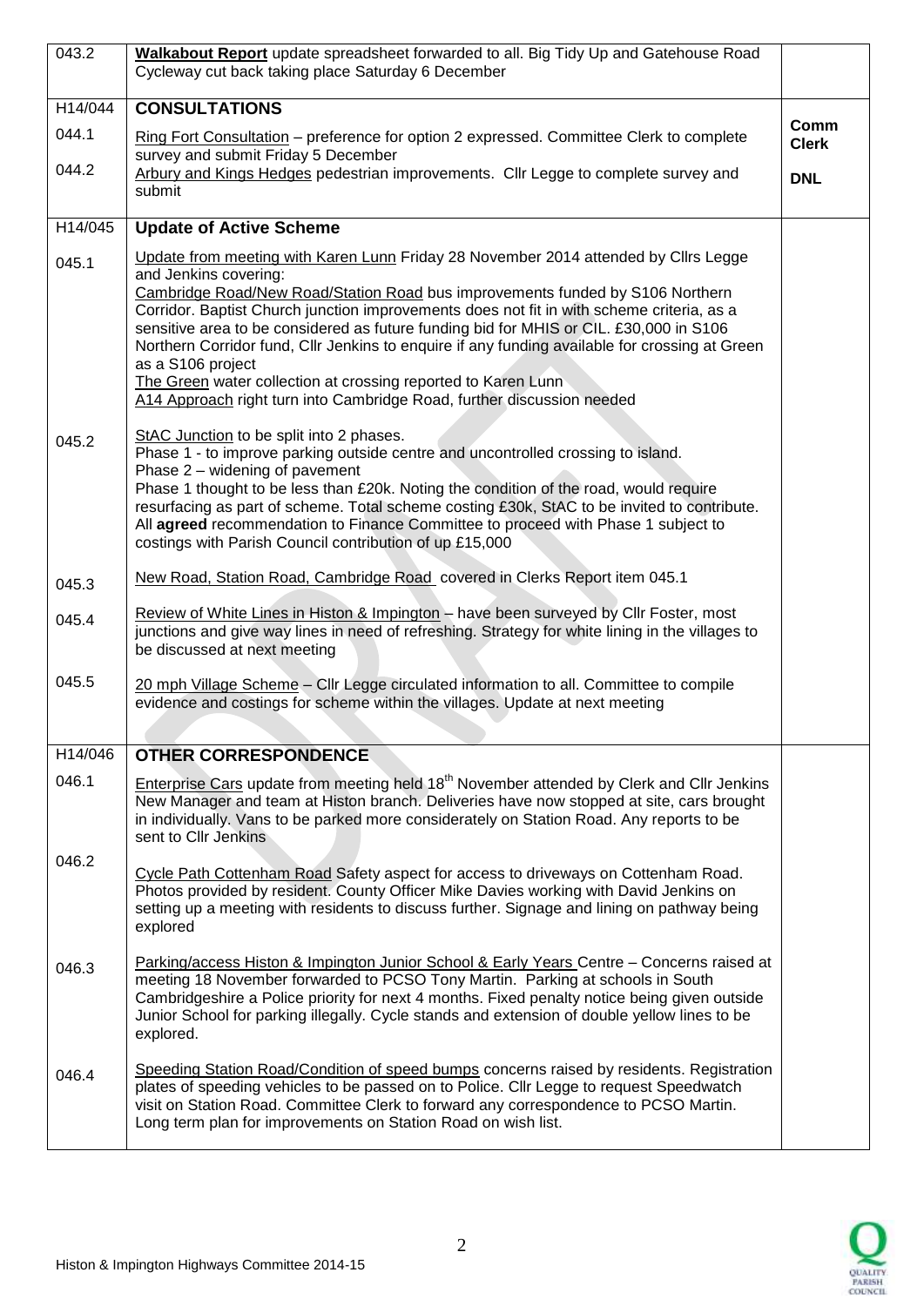| | | |
|---|---|---|
| 043.2 | **Walkabout Report** update spreadsheet forwarded to all. Big Tidy Up and Gatehouse Road Cycleway cut back taking place Saturday 6 December | |
| H14/044 | **CONSULTATIONS** | |
| 044.1 | Ring Fort Consultation – preference for option 2 expressed. Committee Clerk to complete survey and submit Friday 5 December | **Comm Clerk** |
| 044.2 | Arbury and Kings Hedges pedestrian improvements. Cllr Legge to complete survey and submit | **DNL** |
| H14/045 | **Update of Active Scheme** | |
| 045.1 | Update from meeting with Karen Lunn Friday 28 November 2014 attended by Cllrs Legge and Jenkins covering:<br>Cambridge Road/New Road/Station Road bus improvements funded by S106 Northern Corridor. Baptist Church junction improvements does not fit in with scheme criteria, as a sensitive area to be considered as future funding bid for MHIS or CIL. £30,000 in S106 Northern Corridor fund, Cllr Jenkins to enquire if any funding available for crossing at Green as a S106 project<br>The Green water collection at crossing reported to Karen Lunn<br>A14 Approach right turn into Cambridge Road, further discussion needed | |
| 045.2 | StAC Junction to be split into 2 phases.<br>Phase 1 - to improve parking outside centre and uncontrolled crossing to island.<br>Phase 2 – widening of pavement<br>Phase 1 thought to be less than £20k. Noting the condition of the road, would require resurfacing as part of scheme. Total scheme costing £30k, StAC to be invited to contribute. All **agreed** recommendation to Finance Committee to proceed with Phase 1 subject to costings with Parish Council contribution of up £15,000 | |
| 045.3 | New Road, Station Road, Cambridge Road covered in Clerks Report item 045.1 | |
| 045.4 | Review of White Lines in Histon & Impington – have been surveyed by Cllr Foster, most junctions and give way lines in need of refreshing. Strategy for white lining in the villages to be discussed at next meeting | |
| 045.5 | 20 mph Village Scheme – Cllr Legge circulated information to all. Committee to compile evidence and costings for scheme within the villages. Update at next meeting | |
| H14/046 | **OTHER CORRESPONDENCE** | |
| 046.1 | Enterprise Cars update from meeting held 18th November attended by Clerk and Cllr Jenkins New Manager and team at Histon branch. Deliveries have now stopped at site, cars brought in individually. Vans to be parked more considerately on Station Road. Any reports to be sent to Cllr Jenkins | |
| 046.2 | Cycle Path Cottenham Road Safety aspect for access to driveways on Cottenham Road. Photos provided by resident. County Officer Mike Davies working with David Jenkins on setting up a meeting with residents to discuss further. Signage and lining on pathway being explored | |
| 046.3 | Parking/access Histon & Impington Junior School & Early Years Centre – Concerns raised at meeting 18 November forwarded to PCSO Tony Martin. Parking at schools in South Cambridgeshire a Police priority for next 4 months. Fixed penalty notice being given outside Junior School for parking illegally. Cycle stands and extension of double yellow lines to be explored. | |
| 046.4 | Speeding Station Road/Condition of speed bumps concerns raised by residents. Registration plates of speeding vehicles to be passed on to Police. Cllr Legge to request Speedwatch visit on Station Road. Committee Clerk to forward any correspondence to PCSO Martin. Long term plan for improvements on Station Road on wish list. | |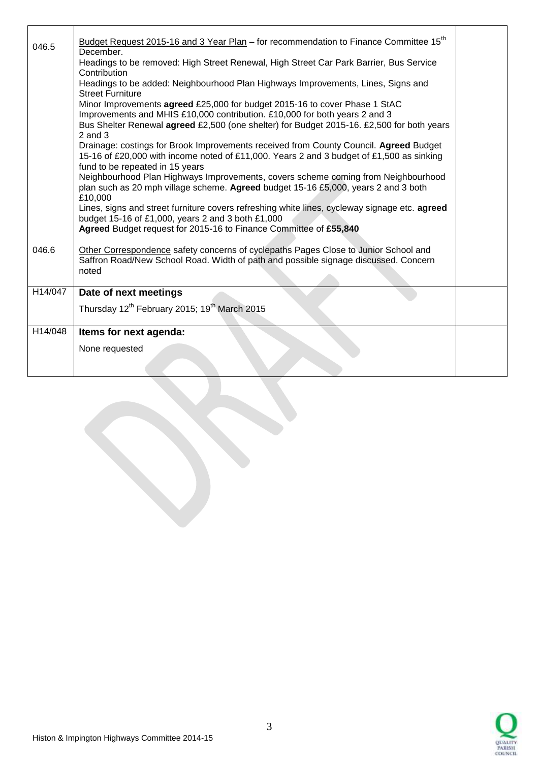| | | |
|---|---|---|
| 046.5 | Budget Request 2015-16 and 3 Year Plan – for recommendation to Finance Committee 15th December.<br>Headings to be removed: High Street Renewal, High Street Car Park Barrier, Bus Service Contribution<br>Headings to be added: Neighbourhood Plan Highways Improvements, Lines, Signs and Street Furniture<br>Minor Improvements **agreed** £25,000 for budget 2015-16 to cover Phase 1 StAC Improvements and MHIS £10,000 contribution. £10,000 for both years 2 and 3<br>Bus Shelter Renewal **agreed** £2,500 (one shelter) for Budget 2015-16. £2,500 for both years 2 and 3<br>Drainage: costings for Brook Improvements received from County Council. **Agreed** Budget 15-16 of £20,000 with income noted of £11,000. Years 2 and 3 budget of £1,500 as sinking fund to be repeated in 15 years<br>Neighbourhood Plan Highways Improvements, covers scheme coming from Neighbourhood plan such as 20 mph village scheme. **Agreed** budget 15-16 £5,000, years 2 and 3 both £10,000<br>Lines, signs and street furniture covers refreshing white lines, cycleway signage etc. **agreed** budget 15-16 of £1,000, years 2 and 3 both £1,000<br>**Agreed** Budget request for 2015-16 to Finance Committee of **£55,840** | |
| 046.6 | Other Correspondence safety concerns of cyclepaths Pages Close to Junior School and Saffron Road/New School Road. Width of path and possible signage discussed. Concern noted | |
| H14/047 | **Date of next meetings**<br>Thursday 12th February 2015; 19th March 2015 | |
| H14/048 | **Items for next agenda:**<br>None requested | |